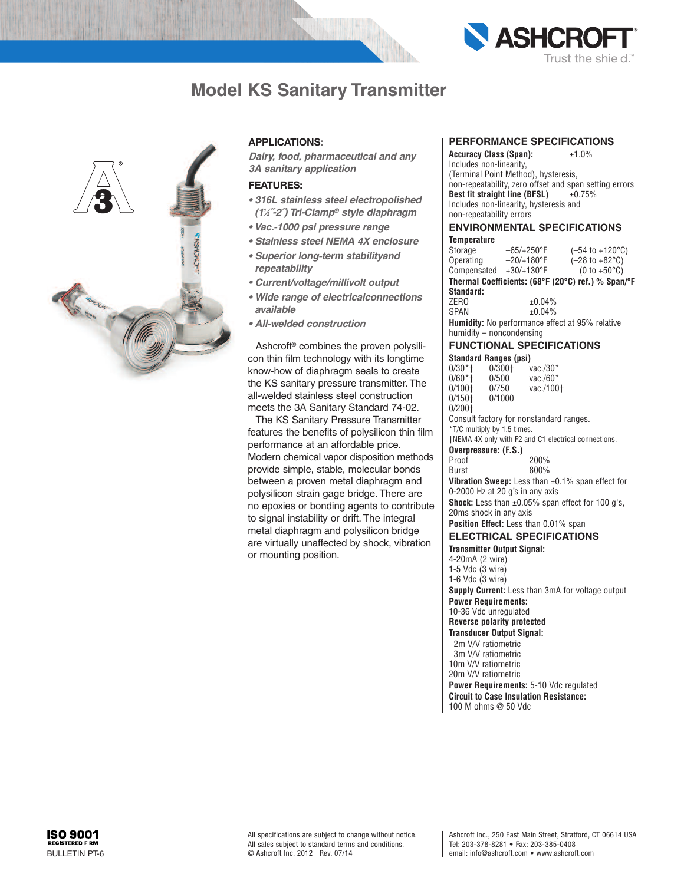# Model KS Sanitary Transmitter

## APPLICATIONS:

*Dairy, food, pharmaceutical and any 3A sanitary application*

## FEATURES:

- *316L stainless steel electropolished (1½˝-2˝) Tri-Clamp® style diaphragm*
- *Vac.-1000 psi pressure range*
- *Stainless steel NEMA 4X enclosure*
- *Superior long-term stabilityand repeatability*
- *Current/voltage/millivolt output*
- *Wide range of electricalconnections available*
- *All-welded construction*

Ashcroft® combines the proven polysilicon thin film technology with its longtime know-how of diaphragm seals to create the KS sanitary pressure transmitter. The all-welded stainless steel construction meets the 3A Sanitary Standard 74-02.

The KS Sanitary Pressure Transmitter features the benefits of polysilicon thin film performance at an affordable price. Modern chemical vapor disposition methods provide simple, stable, molecular bonds between a proven metal diaphragm and polysilicon strain gage bridge. There are no epoxies or bonding agents to contribute to signal instability or drift. The integral metal diaphragm and polysilicon bridge are virtually unaffected by shock, vibration or mounting position.

## PERFORMANCE SPECIFICATIONS

**Accuracy Class (Span):** ±1.0%
Includes non-linearity, (Terminal Point Method), hysteresis, non-repeatability, zero offset and span setting errors

**Best fit straight line (BFSL)** ±0.75%
Includes non-linearity, hysteresis and non-repeatability errors

## ENVIRONMENTAL SPECIFICATIONS

**Temperature**

| | | |
|---|---|---|
| Storage | –65/+250°F | (–54 to +120°C) |
| Operating | –20/+180°F | (–28 to +82°C) |
| Compensated | +30/+130°F | (0 to +50°C) |

**Thermal Coefficients: (68°F (20°C) ref.) % Span/°F Standard:**

| | |
|---|---|
| ZERO | ±0.04% |
| SPAN | ±0.04% |

**Humidity:** No performance effect at 95% relative humidity – noncondensing

## FUNCTIONAL SPECIFICATIONS

**Standard Ranges (psi)**

| | | |
|---|---|---|
| 0/30*† | 0/300† | vac./30* |
| 0/60*† | 0/500 | vac./60* |
| 0/100† | 0/750 | vac./100† |
| 0/150† | 0/1000 | |
| 0/200† | | |

Consult factory for nonstandard ranges.
*T/C multiply by 1.5 times.
†NEMA 4X only with F2 and C1 electrical connections.

**Overpressure: (F.S.)**

| | |
|---|---|
| Proof | 200% |
| Burst | 800% |

**Vibration Sweep:** Less than ±0.1% span effect for 0-2000 Hz at 20 g's in any axis

**Shock:** Less than ±0.05% span effect for 100 g's, 20ms shock in any axis

**Position Effect:** Less than 0.01% span

## ELECTRICAL SPECIFICATIONS

**Transmitter Output Signal:**
4-20mA (2 wire)
1-5 Vdc (3 wire)
1-6 Vdc (3 wire)

**Supply Current:** Less than 3mA for voltage output

**Power Requirements:**
10-36 Vdc unregulated

**Reverse polarity protected**

**Transducer Output Signal:**
2m V/V ratiometric
3m V/V ratiometric
10m V/V ratiometric
20m V/V ratiometric

**Power Requirements:** 5-10 Vdc regulated

**Circuit to Case Insulation Resistance:**
100 M ohms @ 50 Vdc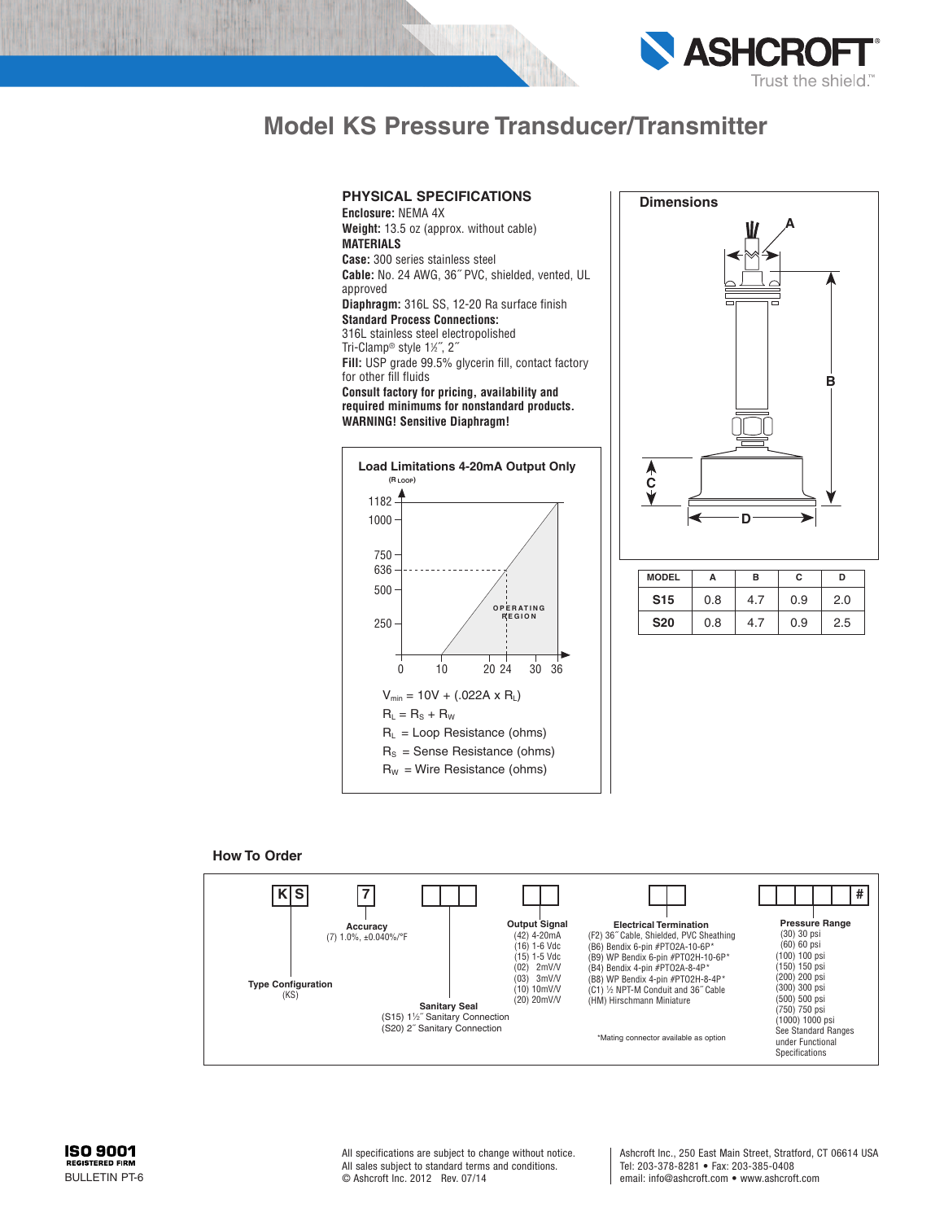# Model KS Pressure Transducer/Transmitter

## PHYSICAL SPECIFICATIONS

**Enclosure:** NEMA 4X

**Weight:** 13.5 oz (approx. without cable)

**MATERIALS**

**Case:** 300 series stainless steel

**Cable:** No. 24 AWG, 36˝ PVC, shielded, vented, UL approved

**Diaphragm:** 316L SS, 12-20 Ra surface finish

**Standard Process Connections:**
316L stainless steel electropolished
Tri-Clamp® style 1½˝, 2˝

**Fill:** USP grade 99.5% glycerin fill, contact factory for other fill fluids

**Consult factory for pricing, availability and required minimums for nonstandard products.**

**WARNING! Sensitive Diaphragm!**

### Load Limitations 4-20mA Output Only

($R_{LOOP}$)

1182
1000
750
636
500
250

0 10 20 24 30 36

OPERATING REGION

$V_{min}$ = 10V + (.022A x $R_L$)

$R_L = R_S + R_W$

$R_L$ = Loop Resistance (ohms)

$R_S$ = Sense Resistance (ohms)

$R_W$ = Wire Resistance (ohms)

### Dimensions

A B C D

| MODEL | A | B | C | D |
|---|---|---|---|---|
| S15 | 0.8 | 4.7 | 0.9 | 2.0 |
| S20 | 0.8 | 4.7 | 0.9 | 2.5 |

## How To Order

K S – 7 – [ ] [ ] [ ] – [ ] [ ] – [ ] [ ] – [ ] [ ] [ ] [ ] [ ] #

**Type Configuration**
(KS)

**Accuracy**
(7) 1.0%, ±0.040%/°F

**Sanitary Seal**
(S15) 1½˝ Sanitary Connection
(S20) 2˝ Sanitary Connection

**Output Signal**
(42) 4-20mA
(16) 1-6 Vdc
(15) 1-5 Vdc
(02) 2mV/V
(03) 3mV/V
(10) 10mV/V
(20) 20mV/V

**Electrical Termination**
(F2) 36˝ Cable, Shielded, PVC Sheathing
(B6) Bendix 6-pin #PTO2A-10-6P*
(B9) WP Bendix 6-pin #PTO2H-10-6P*
(B4) Bendix 4-pin #PTO2A-8-4P*
(B8) WP Bendix 4-pin #PTO2H-8-4P*
(C1) ½ NPT-M Conduit and 36˝ Cable
(HM) Hirschmann Miniature

*Mating connector available as option

**Pressure Range**
(30) 30 psi
(60) 60 psi
(100) 100 psi
(150) 150 psi
(200) 200 psi
(300) 300 psi
(500) 500 psi
(750) 750 psi
(1000) 1000 psi
See Standard Ranges under Functional Specifications

---

ISO 9001 REGISTERED FIRM
BULLETIN PT-6

All specifications are subject to change without notice.
All sales subject to standard terms and conditions.
© Ashcroft Inc. 2012 Rev. 07/14

Ashcroft Inc., 250 East Main Street, Stratford, CT 06614 USA
Tel: 203-378-8281 • Fax: 203-385-0408
email: info@ashcroft.com • www.ashcroft.com